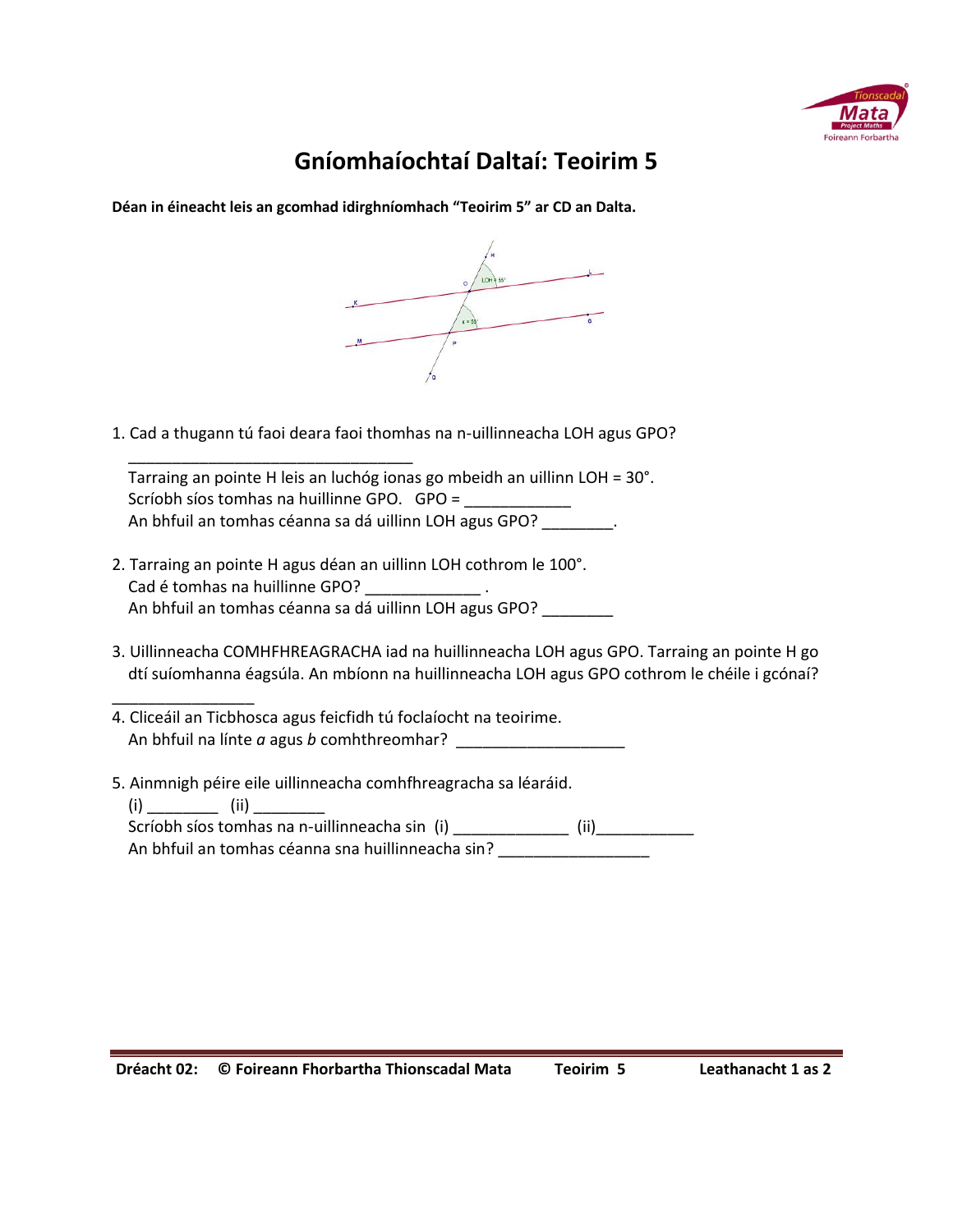# Gníomhaíochtaí Daltaí: Teoirim 5

**Déan in éineacht leis an gcomhad idirghníomhach "Teoirim 5" ar CD an Dalta.**

1. Cad a thugann tú faoi deara faoi thomhas na n-uillinneacha LOH agus GPO?

   _________________________________

   Tarraing an pointe H leis an luchóg ionas go mbeidh an uillinn LOH = 30°.
   Scríobh síos tomhas na huillinne GPO. GPO = ____________
   An bhfuil an tomhas céanna sa dá uillinn LOH agus GPO? ________.

2. Tarraing an pointe H agus déan an uillinn LOH cothrom le 100°.
   Cad é tomhas na huillinne GPO? _____________ .
   An bhfuil an tomhas céanna sa dá uillinn LOH agus GPO? ________

3. Uillinneacha COMHFHREAGRACHA iad na huillinneacha LOH agus GPO. Tarraing an pointe H go dtí suíomhanna éagsúla. An mbíonn na huillinneacha LOH agus GPO cothrom le chéile i gcónaí?

   ________________

4. Cliceáil an Ticbhosca agus feicfidh tú foclaíocht na teoirime.
   An bhfuil na línte *a* agus *b* comhthreomhar? ___________________

5. Ainmnigh péire eile uillinneacha comhfhreagracha sa léaráid.
   (i) ________ (ii) ________
   Scríobh síos tomhas na n-uillinneacha sin (i) _____________ (ii)___________
   An bhfuil an tomhas céanna sna huillinneacha sin? _________________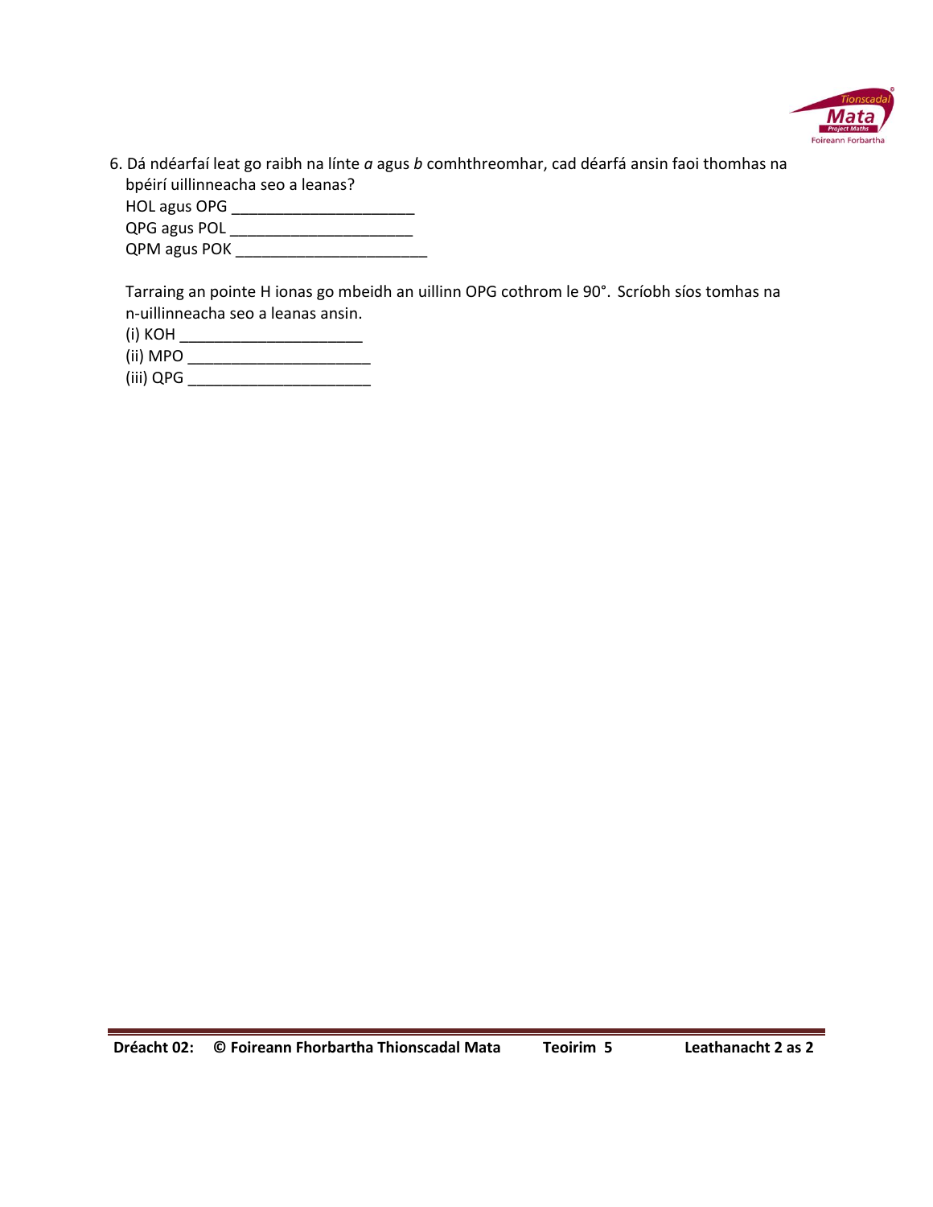6. Dá ndéarfaí leat go raibh na línte *a* agus *b* comhthreomhar, cad déarfá ansin faoi thomhas na bpéirí uillinneacha seo a leanas?

   HOL agus OPG _____________________

   QPG agus POL _____________________

   QPM agus POK _____________________

   Tarraing an pointe H ionas go mbeidh an uillinn OPG cothrom le 90°. Scríobh síos tomhas na n-uillinneacha seo a leanas ansin.

   (i) KOH _____________________

   (ii) MPO _____________________

   (iii) QPG _____________________